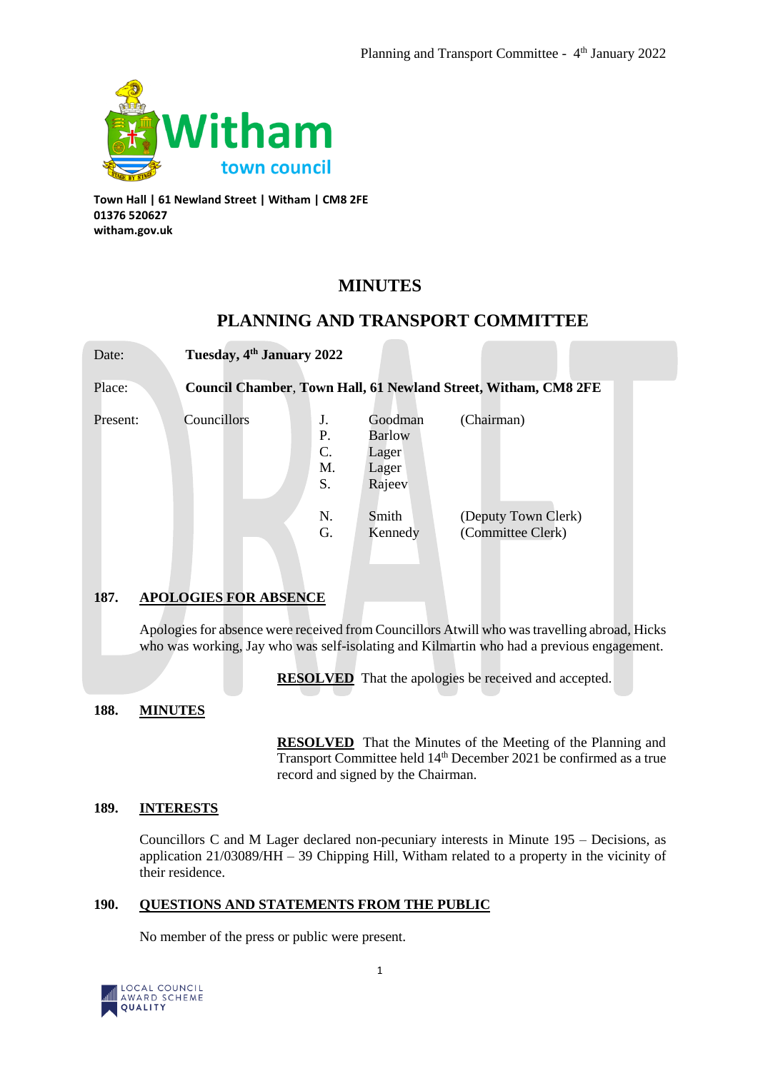Witham town council

**Town Hall | 61 Newland Street | Witham | CM8 2FE**
**01376 520627**
**witham.gov.uk**

# MINUTES

## PLANNING AND TRANSPORT COMMITTEE

| | | | | |
|---|---|---|---|---|
| Date: | **Tuesday, 4th January 2022** | | | |
| Place: | **Council Chamber, Town Hall, 61 Newland Street, Witham, CM8 2FE** | | | |
| Present: | Councillors | J. | Goodman | (Chairman) |
| | | P. | Barlow | |
| | | C. | Lager | |
| | | M. | Lager | |
| | | S. | Rajeev | |
| | | N. | Smith | (Deputy Town Clerk) |
| | | G. | Kennedy | (Committee Clerk) |

### 187. APOLOGIES FOR ABSENCE

Apologies for absence were received from Councillors Atwill who was travelling abroad, Hicks who was working, Jay who was self-isolating and Kilmartin who had a previous engagement.

**RESOLVED** That the apologies be received and accepted.

### 188. MINUTES

**RESOLVED** That the Minutes of the Meeting of the Planning and Transport Committee held 14th December 2021 be confirmed as a true record and signed by the Chairman.

### 189. INTERESTS

Councillors C and M Lager declared non-pecuniary interests in Minute 195 – Decisions, as application 21/03089/HH – 39 Chipping Hill, Witham related to a property in the vicinity of their residence.

### 190. QUESTIONS AND STATEMENTS FROM THE PUBLIC

No member of the press or public were present.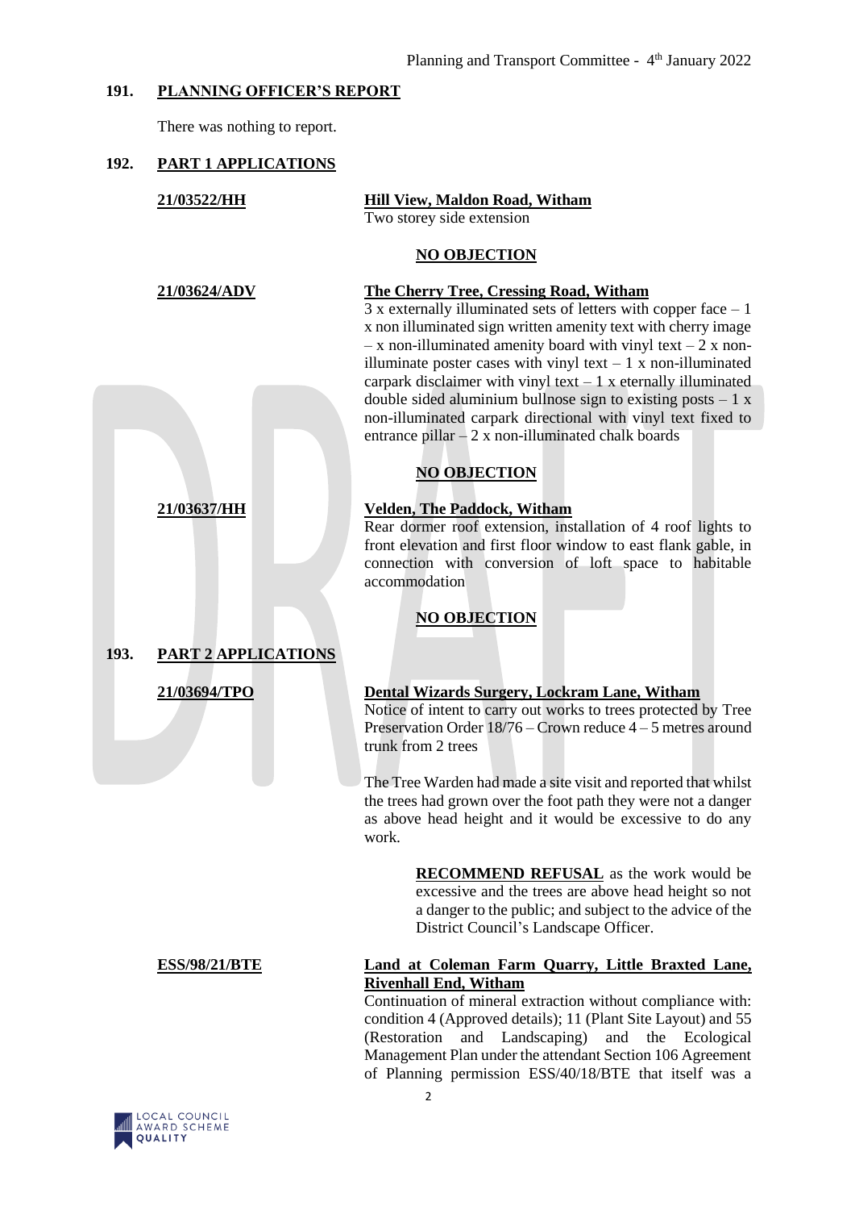## 191. PLANNING OFFICER'S REPORT

There was nothing to report.

## 192. PART 1 APPLICATIONS

**21/03522/HH** — **Hill View, Maldon Road, Witham**

Two storey side extension

**NO OBJECTION**

**21/03624/ADV** — **The Cherry Tree, Cressing Road, Witham**

3 x externally illuminated sets of letters with copper face – 1 x non illuminated sign written amenity text with cherry image – x non-illuminated amenity board with vinyl text – 2 x non-illuminate poster cases with vinyl text – 1 x non-illuminated carpark disclaimer with vinyl text – 1 x eternally illuminated double sided aluminium bullnose sign to existing posts – 1 x non-illuminated carpark directional with vinyl text fixed to entrance pillar – 2 x non-illuminated chalk boards

**NO OBJECTION**

**21/03637/HH** — **Velden, The Paddock, Witham**

Rear dormer roof extension, installation of 4 roof lights to front elevation and first floor window to east flank gable, in connection with conversion of loft space to habitable accommodation

**NO OBJECTION**

## 193. PART 2 APPLICATIONS

**21/03694/TPO** — **Dental Wizards Surgery, Lockram Lane, Witham**

Notice of intent to carry out works to trees protected by Tree Preservation Order 18/76 – Crown reduce 4 – 5 metres around trunk from 2 trees

The Tree Warden had made a site visit and reported that whilst the trees had grown over the foot path they were not a danger as above head height and it would be excessive to do any work.

**RECOMMEND REFUSAL** as the work would be excessive and the trees are above head height so not a danger to the public; and subject to the advice of the District Council's Landscape Officer.

**ESS/98/21/BTE** — **Land at Coleman Farm Quarry, Little Braxted Lane, Rivenhall End, Witham**

Continuation of mineral extraction without compliance with: condition 4 (Approved details); 11 (Plant Site Layout) and 55 (Restoration and Landscaping) and the Ecological Management Plan under the attendant Section 106 Agreement of Planning permission ESS/40/18/BTE that itself was a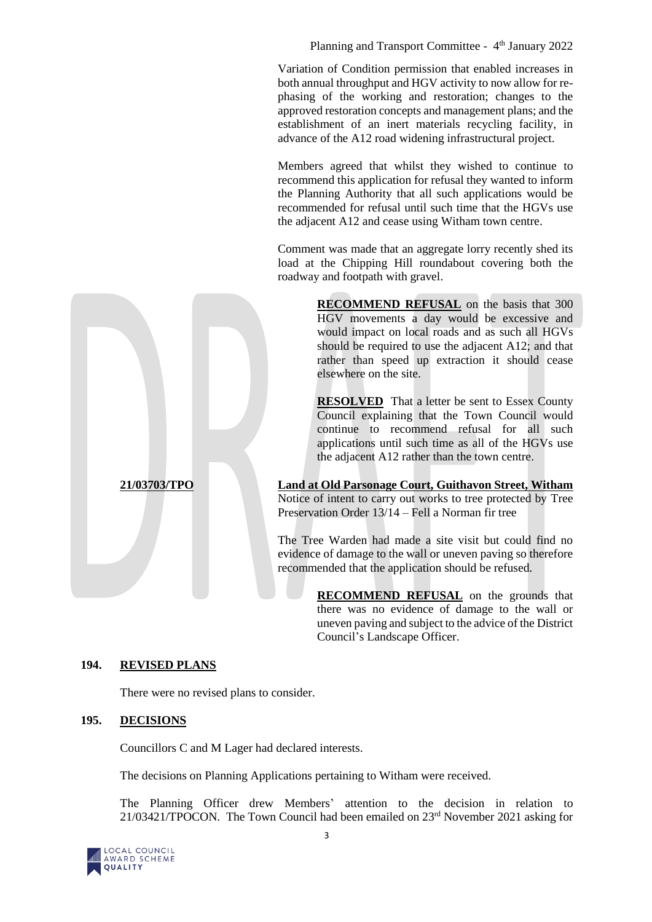Variation of Condition permission that enabled increases in both annual throughput and HGV activity to now allow for re-phasing of the working and restoration; changes to the approved restoration concepts and management plans; and the establishment of an inert materials recycling facility, in advance of the A12 road widening infrastructural project.

Members agreed that whilst they wished to continue to recommend this application for refusal they wanted to inform the Planning Authority that all such applications would be recommended for refusal until such time that the HGVs use the adjacent A12 and cease using Witham town centre.

Comment was made that an aggregate lorry recently shed its load at the Chipping Hill roundabout covering both the roadway and footpath with gravel.

> **RECOMMEND REFUSAL** on the basis that 300 HGV movements a day would be excessive and would impact on local roads and as such all HGVs should be required to use the adjacent A12; and that rather than speed up extraction it should cease elsewhere on the site.
>
> **RESOLVED** That a letter be sent to Essex County Council explaining that the Town Council would continue to recommend refusal for all such applications until such time as all of the HGVs use the adjacent A12 rather than the town centre.

**21/03703/TPO** **Land at Old Parsonage Court, Guithavon Street, Witham**

Notice of intent to carry out works to tree protected by Tree Preservation Order 13/14 – Fell a Norman fir tree

The Tree Warden had made a site visit but could find no evidence of damage to the wall or uneven paving so therefore recommended that the application should be refused.

> **RECOMMEND REFUSAL** on the grounds that there was no evidence of damage to the wall or uneven paving and subject to the advice of the District Council's Landscape Officer.

## 194. REVISED PLANS

There were no revised plans to consider.

## 195. DECISIONS

Councillors C and M Lager had declared interests.

The decisions on Planning Applications pertaining to Witham were received.

The Planning Officer drew Members' attention to the decision in relation to 21/03421/TPOCON. The Town Council had been emailed on 23rd November 2021 asking for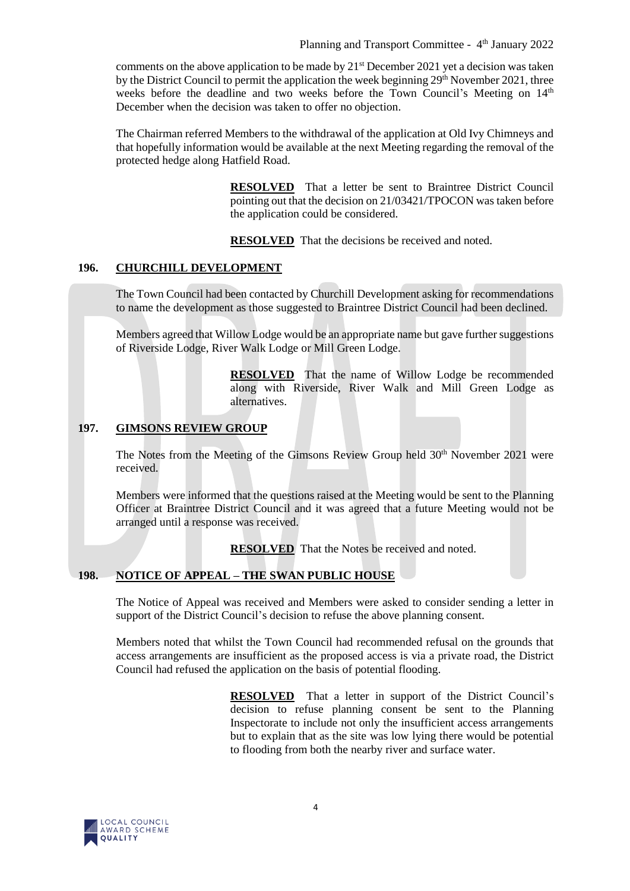comments on the above application to be made by 21st December 2021 yet a decision was taken by the District Council to permit the application the week beginning 29th November 2021, three weeks before the deadline and two weeks before the Town Council's Meeting on 14th December when the decision was taken to offer no objection.

The Chairman referred Members to the withdrawal of the application at Old Ivy Chimneys and that hopefully information would be available at the next Meeting regarding the removal of the protected hedge along Hatfield Road.

> **RESOLVED** That a letter be sent to Braintree District Council pointing out that the decision on 21/03421/TPOCON was taken before the application could be considered.

> **RESOLVED** That the decisions be received and noted.

## 196. CHURCHILL DEVELOPMENT

The Town Council had been contacted by Churchill Development asking for recommendations to name the development as those suggested to Braintree District Council had been declined.

Members agreed that Willow Lodge would be an appropriate name but gave further suggestions of Riverside Lodge, River Walk Lodge or Mill Green Lodge.

> **RESOLVED** That the name of Willow Lodge be recommended along with Riverside, River Walk and Mill Green Lodge as alternatives.

## 197. GIMSONS REVIEW GROUP

The Notes from the Meeting of the Gimsons Review Group held 30th November 2021 were received.

Members were informed that the questions raised at the Meeting would be sent to the Planning Officer at Braintree District Council and it was agreed that a future Meeting would not be arranged until a response was received.

> **RESOLVED** That the Notes be received and noted.

## 198. NOTICE OF APPEAL – THE SWAN PUBLIC HOUSE

The Notice of Appeal was received and Members were asked to consider sending a letter in support of the District Council's decision to refuse the above planning consent.

Members noted that whilst the Town Council had recommended refusal on the grounds that access arrangements are insufficient as the proposed access is via a private road, the District Council had refused the application on the basis of potential flooding.

> **RESOLVED** That a letter in support of the District Council's decision to refuse planning consent be sent to the Planning Inspectorate to include not only the insufficient access arrangements but to explain that as the site was low lying there would be potential to flooding from both the nearby river and surface water.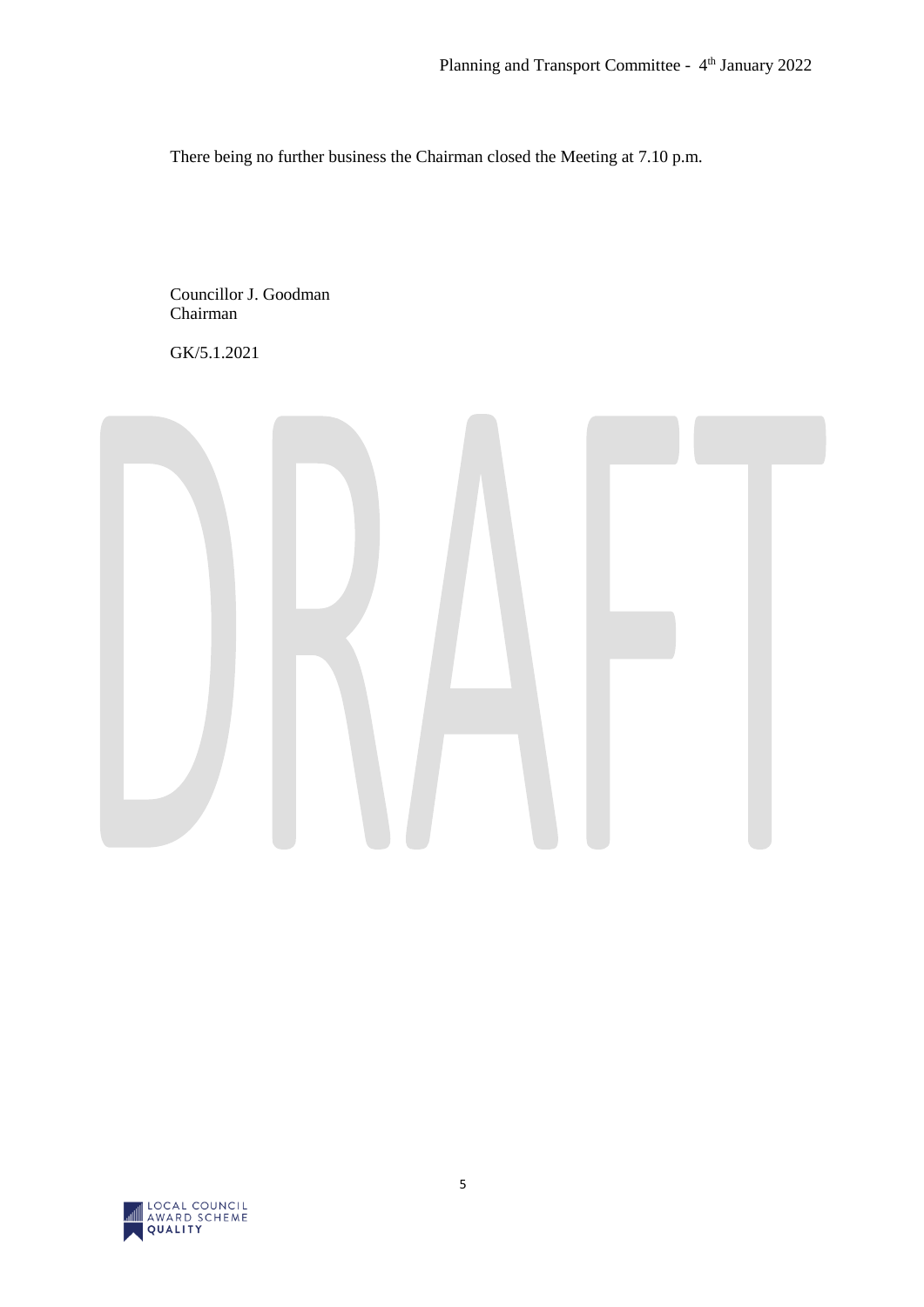There being no further business the Chairman closed the Meeting at 7.10 p.m.

Councillor J. Goodman
Chairman

GK/5.1.2021

DRAFT